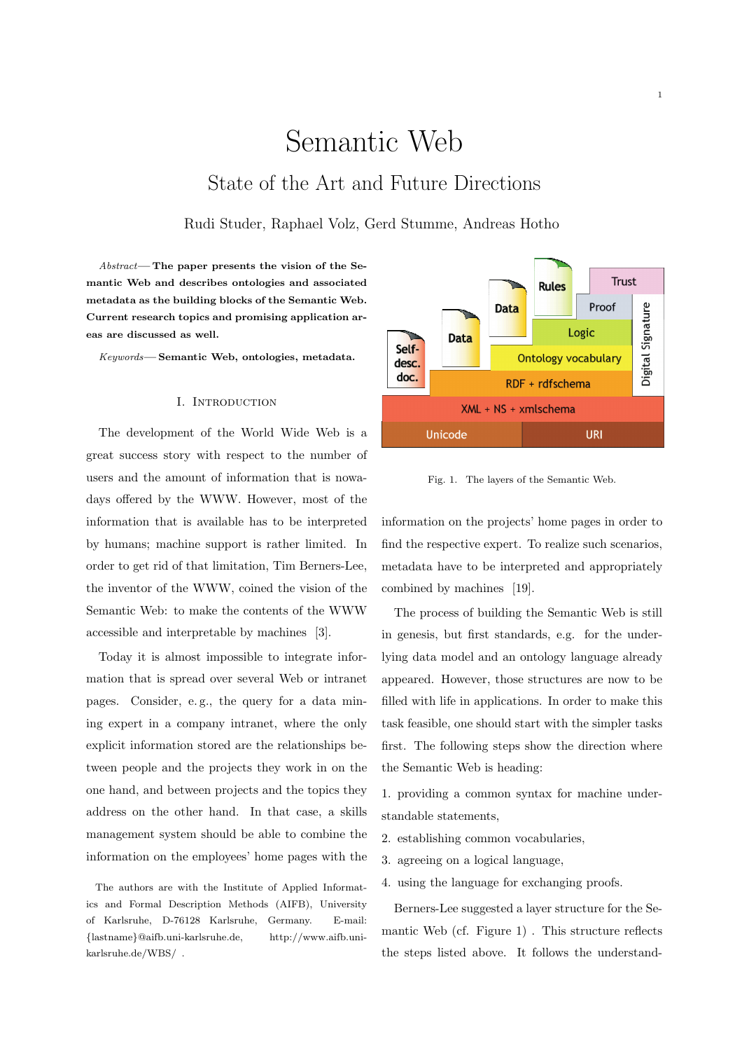# Semantic Web

## State of the Art and Future Directions

Rudi Studer, Raphael Volz, Gerd Stumme, Andreas Hotho

*Abstract*— **The paper presents the vision of the Semantic Web and describes ontologies and associated metadata as the building blocks of the Semantic Web. Current research topics and promising application areas are discussed as well.**

*Keywords*— **Semantic Web, ontologies, metadata.**

## I. Introduction

The development of the World Wide Web is a great success story with respect to the number of users and the amount of information that is nowadays offered by the WWW. However, most of the information that is available has to be interpreted by humans; machine support is rather limited. In order to get rid of that limitation, Tim Berners-Lee, the inventor of the WWW, coined the vision of the Semantic Web: to make the contents of the WWW accessible and interpretable by machines [3].

Today it is almost impossible to integrate information that is spread over several Web or intranet pages. Consider, e. g., the query for a data mining expert in a company intranet, where the only explicit information stored are the relationships between people and the projects they work in on the one hand, and between projects and the topics they address on the other hand. In that case, a skills management system should be able to combine the information on the employees' home pages with the information on the projects' home pages in order to find the respective expert. To realize such scenarios, metadata have to be interpreted and appropriately combined by machines [19].

The authors are with the Institute of Applied Informatics and Formal Description Methods (AIFB), University of Karlsruhe, D-76128 Karlsruhe, Germany. E-mail: {lastname}@aifb.uni-karlsruhe.de, http://www.aifb.uni-karlsruhe.de/WBS/ .

Self-desc. doc.
Data
Data
Rules
Trust
Proof
Logic
Ontology vocabulary
RDF + rdfschema
XML + NS + xmlschema
Unicode
URI
Digital Signature

Fig. 1. The layers of the Semantic Web.

The process of building the Semantic Web is still in genesis, but first standards, e.g. for the underlying data model and an ontology language already appeared. However, those structures are now to be filled with life in applications. In order to make this task feasible, one should start with the simpler tasks first. The following steps show the direction where the Semantic Web is heading:

1. providing a common syntax for machine understandable statements,
2. establishing common vocabularies,
3. agreeing on a logical language,
4. using the language for exchanging proofs.

Berners-Lee suggested a layer structure for the Semantic Web (cf. Figure 1) . This structure reflects the steps listed above. It follows the understand-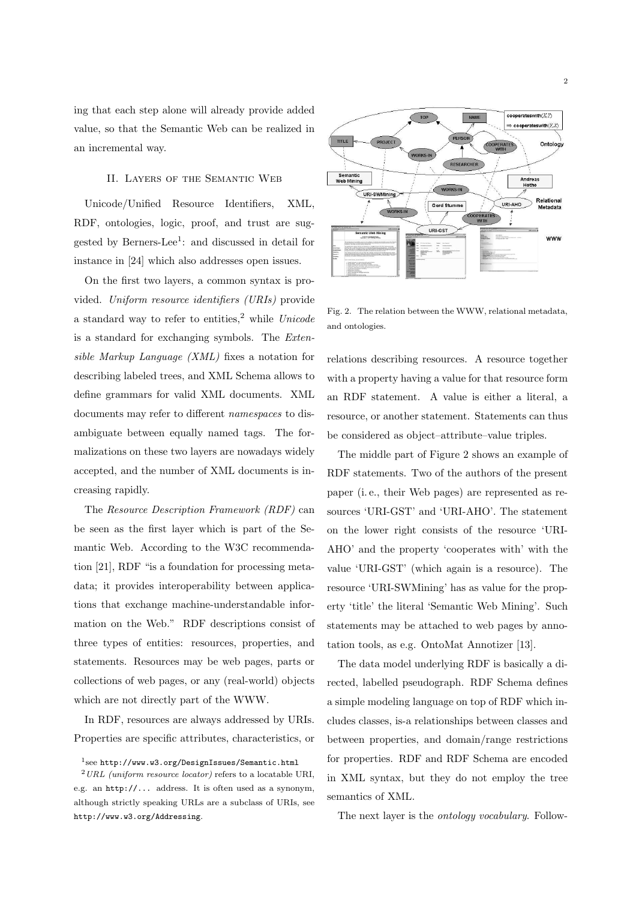ing that each step alone will already provide added value, so that the Semantic Web can be realized in an incremental way.

## II. Layers of the Semantic Web

Unicode/Unified Resource Identifiers, XML, RDF, ontologies, logic, proof, and trust are suggested by Berners-Lee[1]: and discussed in detail for instance in [24] which also addresses open issues.

On the first two layers, a common syntax is provided. *Uniform resource identifiers (URIs)* provide a standard way to refer to entities,[2] while *Unicode* is a standard for exchanging symbols. The *Extensible Markup Language (XML)* fixes a notation for describing labeled trees, and XML Schema allows to define grammars for valid XML documents. XML documents may refer to different *namespaces* to disambiguate between equally named tags. The formalizations on these two layers are nowadays widely accepted, and the number of XML documents is increasing rapidly.

The *Resource Description Framework (RDF)* can be seen as the first layer which is part of the Semantic Web. According to the W3C recommendation [21], RDF "is a foundation for processing metadata; it provides interoperability between applications that exchange machine-understandable information on the Web." RDF descriptions consist of three types of entities: resources, properties, and statements. Resources may be web pages, parts or collections of web pages, or any (real-world) objects which are not directly part of the WWW.

In RDF, resources are always addressed by URIs. Properties are specific attributes, characteristics, or relations describing resources. A resource together with a property having a value for that resource form an RDF statement. A value is either a literal, a resource, or another statement. Statements can thus be considered as object–attribute–value triples.

TOP
NAME
cooperateswith(X,Y) ⇒ cooperateswith(Y,X)
TITLE
PROJECT
PERSON
COOPERATES WITH
Ontology
WORKS-IN
RESEARCHER
Semantic Web Mining
Andreas Hotho
WORKS-IN
URI-SWMining
Gerd Stumme
URI-AHO
Relational Metadata
WORKS-IN
COOPERATES WITH
URI-GST
WWW

Fig. 2. The relation between the WWW, relational metadata, and ontologies.

The middle part of Figure 2 shows an example of RDF statements. Two of the authors of the present paper (i. e., their Web pages) are represented as resources 'URI-GST' and 'URI-AHO'. The statement on the lower right consists of the resource 'URI-AHO' and the property 'cooperates with' with the value 'URI-GST' (which again is a resource). The resource 'URI-SWMining' has as value for the property 'title' the literal 'Semantic Web Mining'. Such statements may be attached to web pages by annotation tools, as e.g. OntoMat Annotizer [13].

The data model underlying RDF is basically a directed, labelled pseudograph. RDF Schema defines a simple modeling language on top of RDF which includes classes, is-a relationships between classes and between properties, and domain/range restrictions for properties. RDF and RDF Schema are encoded in XML syntax, but they do not employ the tree semantics of XML.

The next layer is the *ontology vocabulary*. Follow-

[1] see `http://www.w3.org/DesignIssues/Semantic.html`

[2] *URL (uniform resource locator)* refers to a locatable URI, e.g. an `http://...` address. It is often used as a synonym, although strictly speaking URLs are a subclass of URIs, see `http://www.w3.org/Addressing`.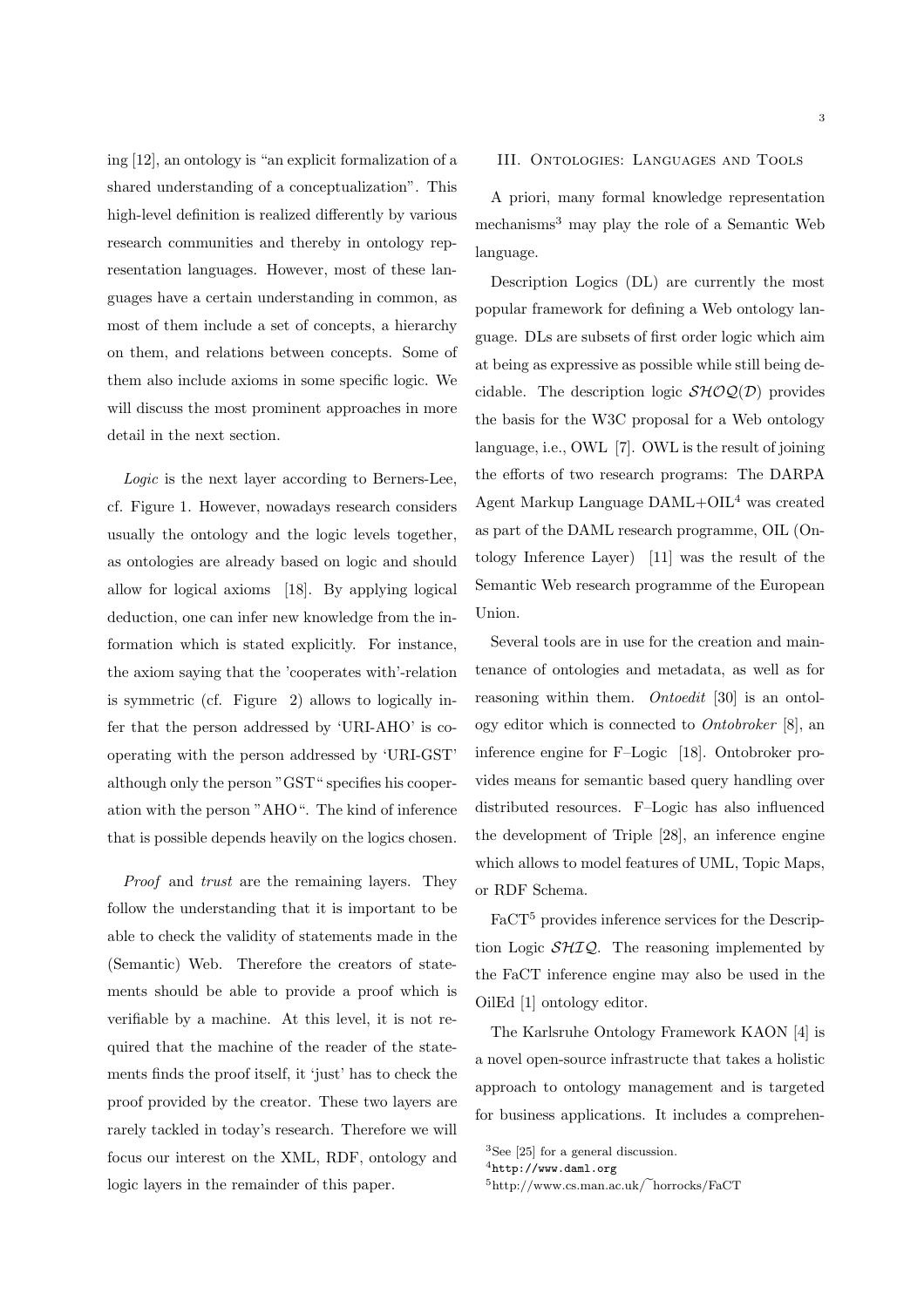ing [12], an ontology is "an explicit formalization of a shared understanding of a conceptualization". This high-level definition is realized differently by various research communities and thereby in ontology representation languages. However, most of these languages have a certain understanding in common, as most of them include a set of concepts, a hierarchy on them, and relations between concepts. Some of them also include axioms in some specific logic. We will discuss the most prominent approaches in more detail in the next section.

*Logic* is the next layer according to Berners-Lee, cf. Figure 1. However, nowadays research considers usually the ontology and the logic levels together, as ontologies are already based on logic and should allow for logical axioms [18]. By applying logical deduction, one can infer new knowledge from the information which is stated explicitly. For instance, the axiom saying that the 'cooperates with'-relation is symmetric (cf. Figure 2) allows to logically infer that the person addressed by 'URI-AHO' is cooperating with the person addressed by 'URI-GST' although only the person "GST" specifies his cooperation with the person "AHO". The kind of inference that is possible depends heavily on the logics chosen.

*Proof* and *trust* are the remaining layers. They follow the understanding that it is important to be able to check the validity of statements made in the (Semantic) Web. Therefore the creators of statements should be able to provide a proof which is verifiable by a machine. At this level, it is not required that the machine of the reader of the statements finds the proof itself, it 'just' has to check the proof provided by the creator. These two layers are rarely tackled in today's research. Therefore we will focus our interest on the XML, RDF, ontology and logic layers in the remainder of this paper.

## III. Ontologies: Languages and Tools

A priori, many formal knowledge representation mechanisms[3] may play the role of a Semantic Web language.

Description Logics (DL) are currently the most popular framework for defining a Web ontology language. DLs are subsets of first order logic which aim at being as expressive as possible while still being decidable. The description logic $\mathcal{SHOQ}(\mathcal{D})$ provides the basis for the W3C proposal for a Web ontology language, i.e., OWL [7]. OWL is the result of joining the efforts of two research programs: The DARPA Agent Markup Language DAML+OIL[4] was created as part of the DAML research programme, OIL (Ontology Inference Layer) [11] was the result of the Semantic Web research programme of the European Union.

Several tools are in use for the creation and maintenance of ontologies and metadata, as well as for reasoning within them. *Ontoedit* [30] is an ontology editor which is connected to *Ontobroker* [8], an inference engine for F–Logic [18]. Ontobroker provides means for semantic based query handling over distributed resources. F–Logic has also influenced the development of Triple [28], an inference engine which allows to model features of UML, Topic Maps, or RDF Schema.

FaCT[5] provides inference services for the Description Logic $\mathcal{SHIQ}$. The reasoning implemented by the FaCT inference engine may also be used in the OilEd [1] ontology editor.

The Karlsruhe Ontology Framework KAON [4] is a novel open-source infrastructe that takes a holistic approach to ontology management and is targeted for business applications. It includes a comprehen-

[3] See [25] for a general discussion.

[4] `http://www.daml.org`

[5] http://www.cs.man.ac.uk/~horrocks/FaCT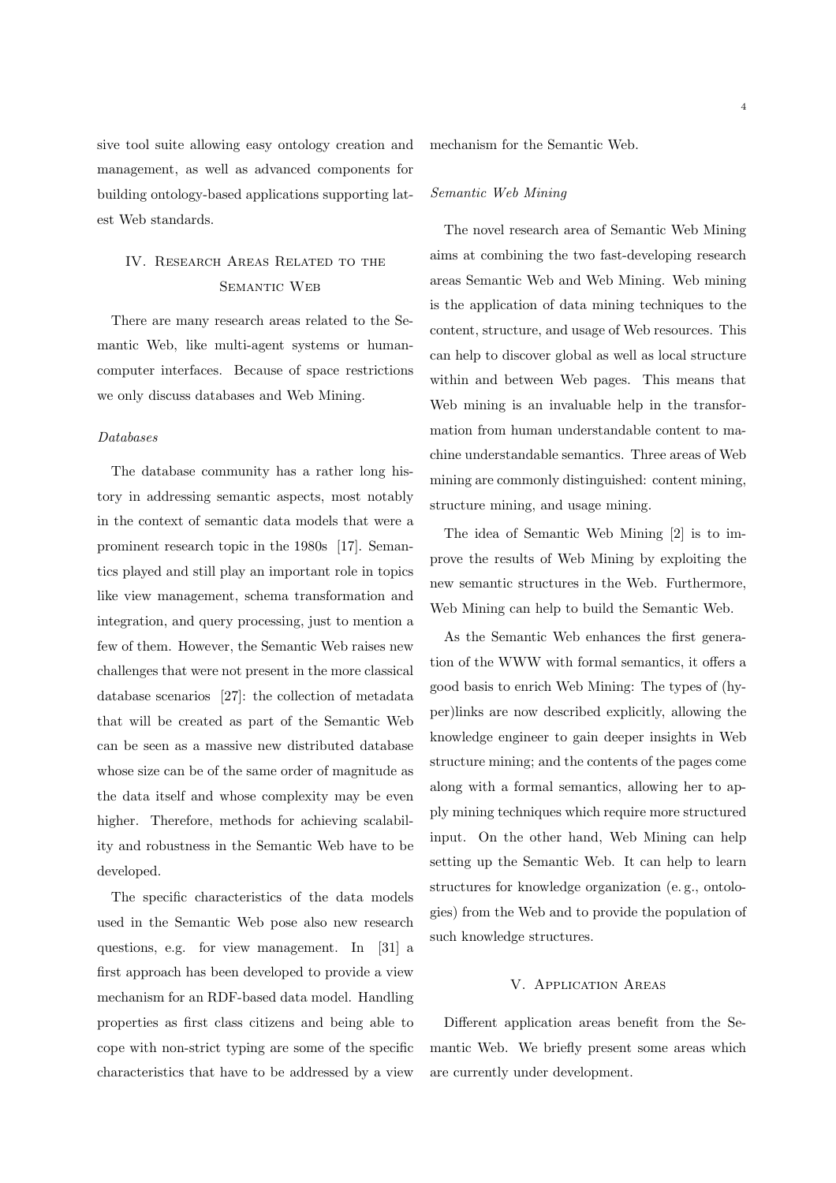sive tool suite allowing easy ontology creation and management, as well as advanced components for building ontology-based applications supporting latest Web standards.

## IV. Research Areas Related to the Semantic Web

There are many research areas related to the Semantic Web, like multi-agent systems or human-computer interfaces. Because of space restrictions we only discuss databases and Web Mining.

### *Databases*

The database community has a rather long history in addressing semantic aspects, most notably in the context of semantic data models that were a prominent research topic in the 1980s [17]. Semantics played and still play an important role in topics like view management, schema transformation and integration, and query processing, just to mention a few of them. However, the Semantic Web raises new challenges that were not present in the more classical database scenarios [27]: the collection of metadata that will be created as part of the Semantic Web can be seen as a massive new distributed database whose size can be of the same order of magnitude as the data itself and whose complexity may be even higher. Therefore, methods for achieving scalability and robustness in the Semantic Web have to be developed.

The specific characteristics of the data models used in the Semantic Web pose also new research questions, e.g. for view management. In [31] a first approach has been developed to provide a view mechanism for an RDF-based data model. Handling properties as first class citizens and being able to cope with non-strict typing are some of the specific characteristics that have to be addressed by a view mechanism for the Semantic Web.

### *Semantic Web Mining*

The novel research area of Semantic Web Mining aims at combining the two fast-developing research areas Semantic Web and Web Mining. Web mining is the application of data mining techniques to the content, structure, and usage of Web resources. This can help to discover global as well as local structure within and between Web pages. This means that Web mining is an invaluable help in the transformation from human understandable content to machine understandable semantics. Three areas of Web mining are commonly distinguished: content mining, structure mining, and usage mining.

The idea of Semantic Web Mining [2] is to improve the results of Web Mining by exploiting the new semantic structures in the Web. Furthermore, Web Mining can help to build the Semantic Web.

As the Semantic Web enhances the first generation of the WWW with formal semantics, it offers a good basis to enrich Web Mining: The types of (hyper)links are now described explicitly, allowing the knowledge engineer to gain deeper insights in Web structure mining; and the contents of the pages come along with a formal semantics, allowing her to apply mining techniques which require more structured input. On the other hand, Web Mining can help setting up the Semantic Web. It can help to learn structures for knowledge organization (e. g., ontologies) from the Web and to provide the population of such knowledge structures.

## V. Application Areas

Different application areas benefit from the Semantic Web. We briefly present some areas which are currently under development.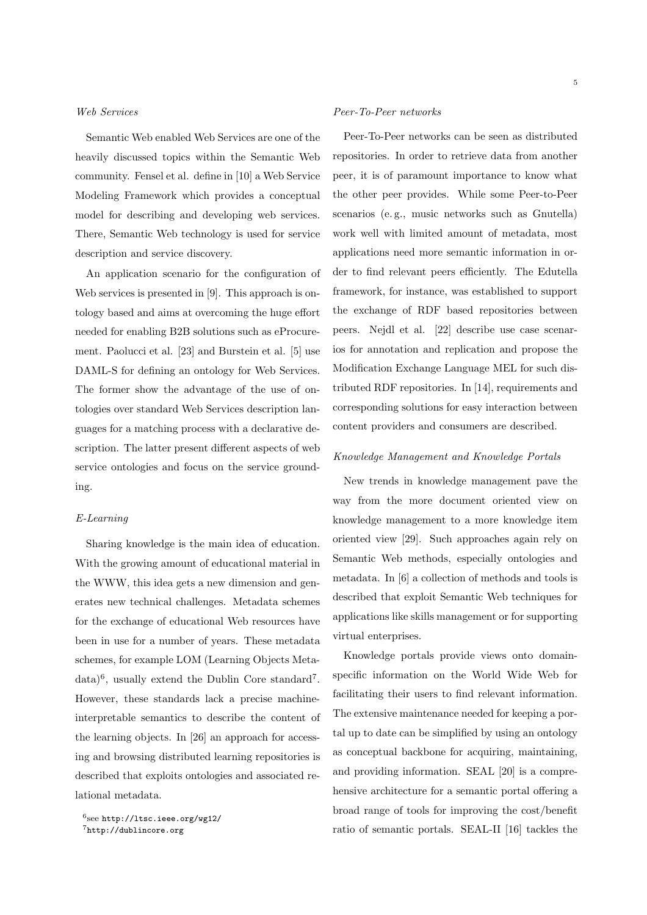*Web Services*

Semantic Web enabled Web Services are one of the heavily discussed topics within the Semantic Web community. Fensel et al. define in [10] a Web Service Modeling Framework which provides a conceptual model for describing and developing web services. There, Semantic Web technology is used for service description and service discovery.

An application scenario for the configuration of Web services is presented in [9]. This approach is ontology based and aims at overcoming the huge effort needed for enabling B2B solutions such as eProcurement. Paolucci et al. [23] and Burstein et al. [5] use DAML-S for defining an ontology for Web Services. The former show the advantage of the use of ontologies over standard Web Services description languages for a matching process with a declarative description. The latter present different aspects of web service ontologies and focus on the service grounding.

*E-Learning*

Sharing knowledge is the main idea of education. With the growing amount of educational material in the WWW, this idea gets a new dimension and generates new technical challenges. Metadata schemes for the exchange of educational Web resources have been in use for a number of years. These metadata schemes, for example LOM (Learning Objects Metadata)[6], usually extend the Dublin Core standard[7]. However, these standards lack a precise machine-interpretable semantics to describe the content of the learning objects. In [26] an approach for accessing and browsing distributed learning repositories is described that exploits ontologies and associated relational metadata.

[6] see http://ltsc.ieee.org/wg12/

[7] http://dublincore.org

*Peer-To-Peer networks*

Peer-To-Peer networks can be seen as distributed repositories. In order to retrieve data from another peer, it is of paramount importance to know what the other peer provides. While some Peer-to-Peer scenarios (e. g., music networks such as Gnutella) work well with limited amount of metadata, most applications need more semantic information in order to find relevant peers efficiently. The Edutella framework, for instance, was established to support the exchange of RDF based repositories between peers. Nejdl et al. [22] describe use case scenarios for annotation and replication and propose the Modification Exchange Language MEL for such distributed RDF repositories. In [14], requirements and corresponding solutions for easy interaction between content providers and consumers are described.

*Knowledge Management and Knowledge Portals*

New trends in knowledge management pave the way from the more document oriented view on knowledge management to a more knowledge item oriented view [29]. Such approaches again rely on Semantic Web methods, especially ontologies and metadata. In [6] a collection of methods and tools is described that exploit Semantic Web techniques for applications like skills management or for supporting virtual enterprises.

Knowledge portals provide views onto domain-specific information on the World Wide Web for facilitating their users to find relevant information. The extensive maintenance needed for keeping a portal up to date can be simplified by using an ontology as conceptual backbone for acquiring, maintaining, and providing information. SEAL [20] is a comprehensive architecture for a semantic portal offering a broad range of tools for improving the cost/benefit ratio of semantic portals. SEAL-II [16] tackles the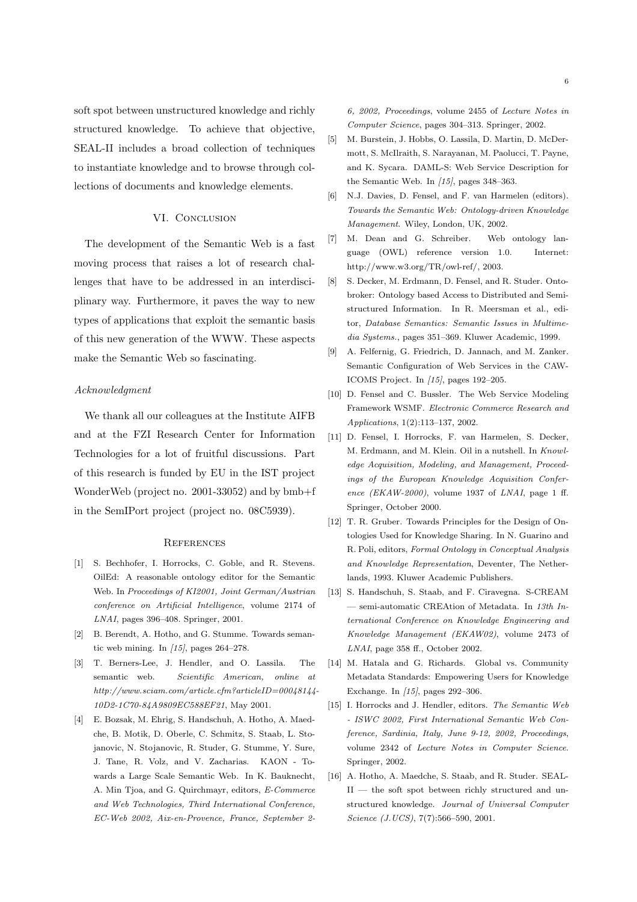soft spot between unstructured knowledge and richly structured knowledge. To achieve that objective, SEAL-II includes a broad collection of techniques to instantiate knowledge and to browse through collections of documents and knowledge elements.

## VI. Conclusion

The development of the Semantic Web is a fast moving process that raises a lot of research challenges that have to be addressed in an interdisciplinary way. Furthermore, it paves the way to new types of applications that exploit the semantic basis of this new generation of the WWW. These aspects make the Semantic Web so fascinating.

### *Acknowledgment*

We thank all our colleagues at the Institute AIFB and at the FZI Research Center for Information Technologies for a lot of fruitful discussions. Part of this research is funded by EU in the IST project WonderWeb (project no. 2001-33052) and by bmb+f in the SemIPort project (project no. 08C5939).

## References

[1] S. Bechhofer, I. Horrocks, C. Goble, and R. Stevens. OilEd: A reasonable ontology editor for the Semantic Web. In *Proceedings of KI2001, Joint German/Austrian conference on Artificial Intelligence*, volume 2174 of *LNAI*, pages 396–408. Springer, 2001.

[2] B. Berendt, A. Hotho, and G. Stumme. Towards semantic web mining. In *[15]*, pages 264–278.

[3] T. Berners-Lee, J. Hendler, and O. Lassila. The semantic web. *Scientific American, online at http://www.sciam.com/article.cfm?articleID=00048144-10D2-1C70-84A9809EC588EF21*, May 2001.

[4] E. Bozsak, M. Ehrig, S. Handschuh, A. Hotho, A. Maedche, B. Motik, D. Oberle, C. Schmitz, S. Staab, L. Stojanovic, N. Stojanovic, R. Studer, G. Stumme, Y. Sure, J. Tane, R. Volz, and V. Zacharias. KAON - Towards a Large Scale Semantic Web. In K. Bauknecht, A. Min Tjoa, and G. Quirchmayr, editors, *E-Commerce and Web Technologies, Third International Conference, EC-Web 2002, Aix-en-Provence, France, September 2-6, 2002, Proceedings*, volume 2455 of *Lecture Notes in Computer Science*, pages 304–313. Springer, 2002.

[5] M. Burstein, J. Hobbs, O. Lassila, D. Martin, D. McDermott, S. McIlraith, S. Narayanan, M. Paolucci, T. Payne, and K. Sycara. DAML-S: Web Service Description for the Semantic Web. In *[15]*, pages 348–363.

[6] N.J. Davies, D. Fensel, and F. van Harmelen (editors). *Towards the Semantic Web: Ontology-driven Knowledge Management*. Wiley, London, UK, 2002.

[7] M. Dean and G. Schreiber. Web ontology language (OWL) reference version 1.0. Internet: http://www.w3.org/TR/owl-ref/, 2003.

[8] S. Decker, M. Erdmann, D. Fensel, and R. Studer. Ontobroker: Ontology based Access to Distributed and Semi-structured Information. In R. Meersman et al., editor, *Database Semantics: Semantic Issues in Multimedia Systems.*, pages 351–369. Kluwer Academic, 1999.

[9] A. Felfernig, G. Friedrich, D. Jannach, and M. Zanker. Semantic Configuration of Web Services in the CAWICOMS Project. In *[15]*, pages 192–205.

[10] D. Fensel and C. Bussler. The Web Service Modeling Framework WSMF. *Electronic Commerce Research and Applications*, 1(2):113–137, 2002.

[11] D. Fensel, I. Horrocks, F. van Harmelen, S. Decker, M. Erdmann, and M. Klein. Oil in a nutshell. In *Knowledge Acquisition, Modeling, and Management, Proceedings of the European Knowledge Acquisition Conference (EKAW-2000)*, volume 1937 of *LNAI*, page 1 ff. Springer, October 2000.

[12] T. R. Gruber. Towards Principles for the Design of Ontologies Used for Knowledge Sharing. In N. Guarino and R. Poli, editors, *Formal Ontology in Conceptual Analysis and Knowledge Representation*, Deventer, The Netherlands, 1993. Kluwer Academic Publishers.

[13] S. Handschuh, S. Staab, and F. Ciravegna. S-CREAM — semi-automatic CREAtion of Metadata. In *13th International Conference on Knowledge Engineering and Knowledge Management (EKAW02)*, volume 2473 of *LNAI*, page 358 ff., October 2002.

[14] M. Hatala and G. Richards. Global vs. Community Metadata Standards: Empowering Users for Knowledge Exchange. In *[15]*, pages 292–306.

[15] I. Horrocks and J. Hendler, editors. *The Semantic Web - ISWC 2002, First International Semantic Web Conference, Sardinia, Italy, June 9-12, 2002, Proceedings*, volume 2342 of *Lecture Notes in Computer Science*. Springer, 2002.

[16] A. Hotho, A. Maedche, S. Staab, and R. Studer. SEAL-II — the soft spot between richly structured and unstructured knowledge. *Journal of Universal Computer Science (J.UCS)*, 7(7):566–590, 2001.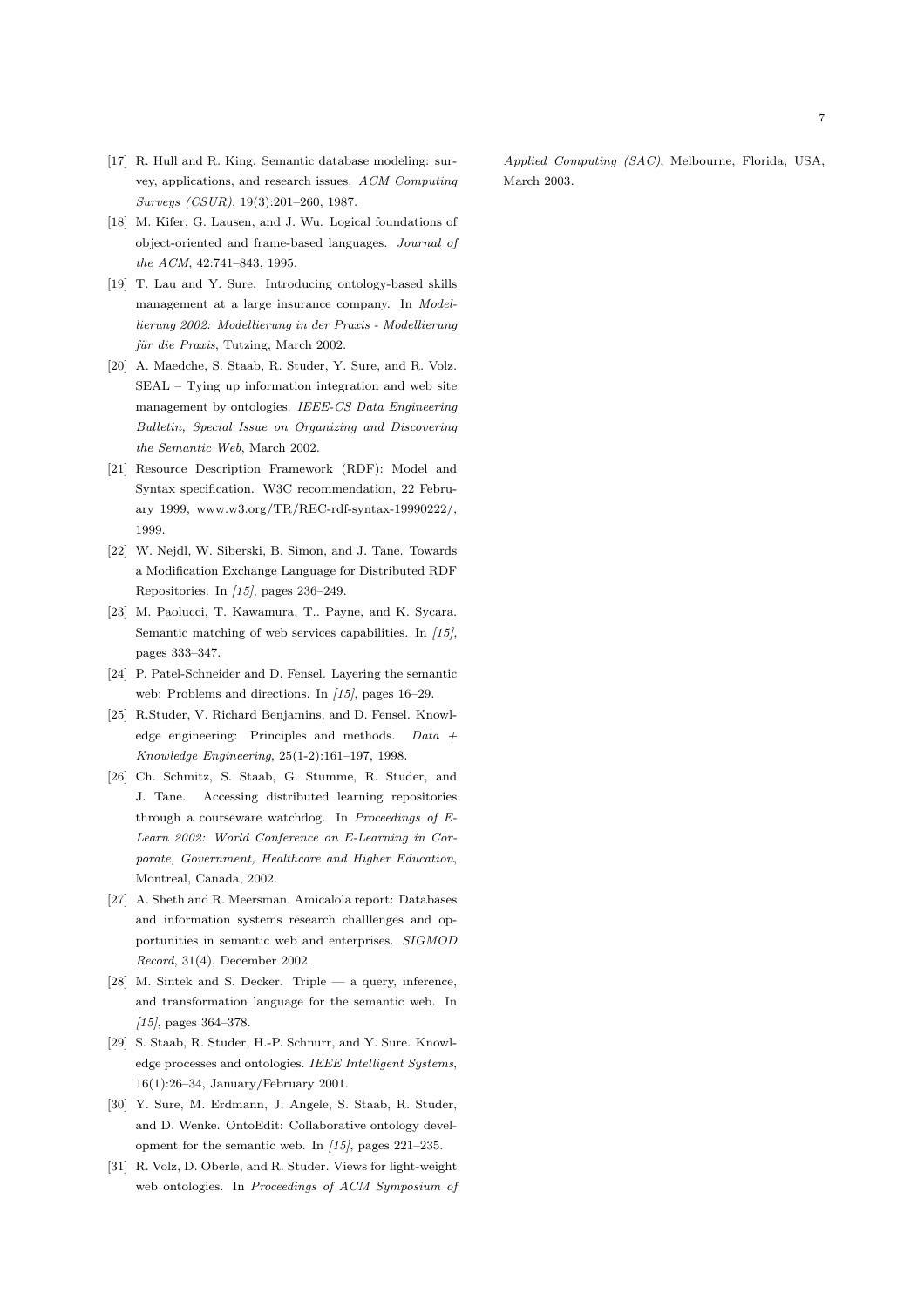[17] R. Hull and R. King. Semantic database modeling: survey, applications, and research issues. *ACM Computing Surveys (CSUR)*, 19(3):201–260, 1987.

[18] M. Kifer, G. Lausen, and J. Wu. Logical foundations of object-oriented and frame-based languages. *Journal of the ACM*, 42:741–843, 1995.

[19] T. Lau and Y. Sure. Introducing ontology-based skills management at a large insurance company. In *Modellierung 2002: Modellierung in der Praxis - Modellierung für die Praxis*, Tutzing, March 2002.

[20] A. Maedche, S. Staab, R. Studer, Y. Sure, and R. Volz. SEAL – Tying up information integration and web site management by ontologies. *IEEE-CS Data Engineering Bulletin, Special Issue on Organizing and Discovering the Semantic Web*, March 2002.

[21] Resource Description Framework (RDF): Model and Syntax specification. W3C recommendation, 22 February 1999, www.w3.org/TR/REC-rdf-syntax-19990222/, 1999.

[22] W. Nejdl, W. Siberski, B. Simon, and J. Tane. Towards a Modification Exchange Language for Distributed RDF Repositories. In *[15]*, pages 236–249.

[23] M. Paolucci, T. Kawamura, T.. Payne, and K. Sycara. Semantic matching of web services capabilities. In *[15]*, pages 333–347.

[24] P. Patel-Schneider and D. Fensel. Layering the semantic web: Problems and directions. In *[15]*, pages 16–29.

[25] R.Studer, V. Richard Benjamins, and D. Fensel. Knowledge engineering: Principles and methods. *Data + Knowledge Engineering*, 25(1-2):161–197, 1998.

[26] Ch. Schmitz, S. Staab, G. Stumme, R. Studer, and J. Tane. Accessing distributed learning repositories through a courseware watchdog. In *Proceedings of E-Learn 2002: World Conference on E-Learning in Corporate, Government, Healthcare and Higher Education*, Montreal, Canada, 2002.

[27] A. Sheth and R. Meersman. Amicalola report: Databases and information systems research challlenges and opportunities in semantic web and enterprises. *SIGMOD Record*, 31(4), December 2002.

[28] M. Sintek and S. Decker. Triple — a query, inference, and transformation language for the semantic web. In *[15]*, pages 364–378.

[29] S. Staab, R. Studer, H.-P. Schnurr, and Y. Sure. Knowledge processes and ontologies. *IEEE Intelligent Systems*, 16(1):26–34, January/February 2001.

[30] Y. Sure, M. Erdmann, J. Angele, S. Staab, R. Studer, and D. Wenke. OntoEdit: Collaborative ontology development for the semantic web. In *[15]*, pages 221–235.

[31] R. Volz, D. Oberle, and R. Studer. Views for light-weight web ontologies. In *Proceedings of ACM Symposium of Applied Computing (SAC)*, Melbourne, Florida, USA, March 2003.